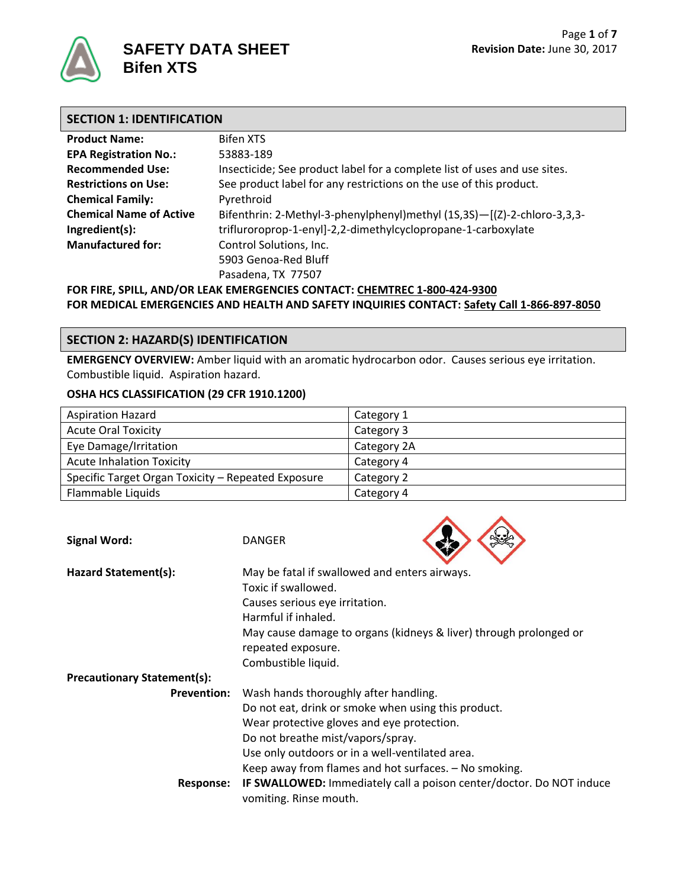# SAFETY DATA SHEET
# Bifen XTS

**Revision Date:** June 30, 2017

## SECTION 1: IDENTIFICATION

**Product Name:** Bifen XTS

**EPA Registration No.:** 53883-189

**Recommended Use:** Insecticide; See product label for a complete list of uses and use sites.

**Restrictions on Use:** See product label for any restrictions on the use of this product.

**Chemical Family:** Pyrethroid

**Chemical Name of Active Ingredient(s):** Bifenthrin: 2-Methyl-3-phenylphenyl)methyl (1S,3S)—[(Z)-2-chloro-3,3,3-trifluroprop-1-enyl]-2,2-dimethylcyclopropane-1-carboxylate

**Manufactured for:** Control Solutions, Inc.
5903 Genoa-Red Bluff
Pasadena, TX 77507

**FOR FIRE, SPILL, AND/OR LEAK EMERGENCIES CONTACT: CHEMTREC 1-800-424-9300**
**FOR MEDICAL EMERGENCIES AND HEALTH AND SAFETY INQUIRIES CONTACT: Safety Call 1-866-897-8050**

## SECTION 2: HAZARD(S) IDENTIFICATION

**EMERGENCY OVERVIEW:** Amber liquid with an aromatic hydrocarbon odor. Causes serious eye irritation. Combustible liquid. Aspiration hazard.

**OSHA HCS CLASSIFICATION (29 CFR 1910.1200)**

| Hazard | Category |
|---|---|
| Aspiration Hazard | Category 1 |
| Acute Oral Toxicity | Category 3 |
| Eye Damage/Irritation | Category 2A |
| Acute Inhalation Toxicity | Category 4 |
| Specific Target Organ Toxicity – Repeated Exposure | Category 2 |
| Flammable Liquids | Category 4 |

**Signal Word:** DANGER

**Hazard Statement(s):**
May be fatal if swallowed and enters airways.
Toxic if swallowed.
Causes serious eye irritation.
Harmful if inhaled.
May cause damage to organs (kidneys & liver) through prolonged or repeated exposure.
Combustible liquid.

**Precautionary Statement(s):**

**Prevention:**
Wash hands thoroughly after handling.
Do not eat, drink or smoke when using this product.
Wear protective gloves and eye protection.
Do not breathe mist/vapors/spray.
Use only outdoors or in a well-ventilated area.
Keep away from flames and hot surfaces. – No smoking.

**Response:**
**IF SWALLOWED:** Immediately call a poison center/doctor. Do NOT induce vomiting. Rinse mouth.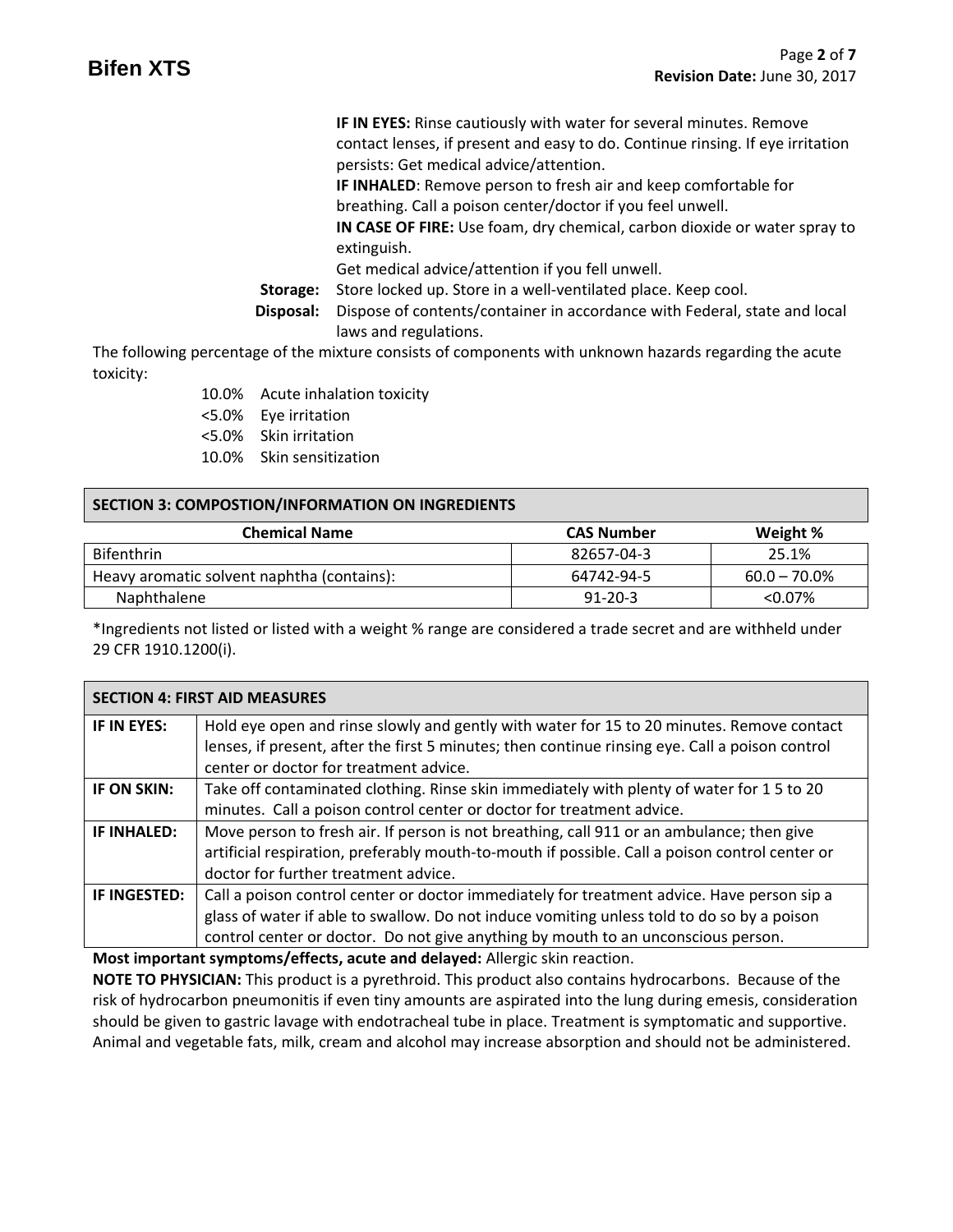**IF IN EYES:** Rinse cautiously with water for several minutes. Remove contact lenses, if present and easy to do. Continue rinsing. If eye irritation persists: Get medical advice/attention.
**IF INHALED**: Remove person to fresh air and keep comfortable for breathing. Call a poison center/doctor if you feel unwell.
**IN CASE OF FIRE:** Use foam, dry chemical, carbon dioxide or water spray to extinguish.
Get medical advice/attention if you fell unwell.

**Storage:** Store locked up. Store in a well-ventilated place. Keep cool.

**Disposal:** Dispose of contents/container in accordance with Federal, state and local laws and regulations.

The following percentage of the mixture consists of components with unknown hazards regarding the acute toxicity:

- 10.0% Acute inhalation toxicity
- <5.0% Eye irritation
- <5.0% Skin irritation
- 10.0% Skin sensitization

## SECTION 3: COMPOSTION/INFORMATION ON INGREDIENTS

| Chemical Name | CAS Number | Weight % |
|---|---|---|
| Bifenthrin | 82657-04-3 | 25.1% |
| Heavy aromatic solvent naphtha (contains): | 64742-94-5 | 60.0 – 70.0% |
| Naphthalene | 91-20-3 | <0.07% |

*Ingredients not listed or listed with a weight % range are considered a trade secret and are withheld under 29 CFR 1910.1200(i).

## SECTION 4: FIRST AID MEASURES

| | |
|---|---|
| **IF IN EYES:** | Hold eye open and rinse slowly and gently with water for 15 to 20 minutes. Remove contact lenses, if present, after the first 5 minutes; then continue rinsing eye. Call a poison control center or doctor for treatment advice. |
| **IF ON SKIN:** | Take off contaminated clothing. Rinse skin immediately with plenty of water for 1 5 to 20 minutes. Call a poison control center or doctor for treatment advice. |
| **IF INHALED:** | Move person to fresh air. If person is not breathing, call 911 or an ambulance; then give artificial respiration, preferably mouth-to-mouth if possible. Call a poison control center or doctor for further treatment advice. |
| **IF INGESTED:** | Call a poison control center or doctor immediately for treatment advice. Have person sip a glass of water if able to swallow. Do not induce vomiting unless told to do so by a poison control center or doctor. Do not give anything by mouth to an unconscious person. |

**Most important symptoms/effects, acute and delayed:** Allergic skin reaction.

**NOTE TO PHYSICIAN:** This product is a pyrethroid. This product also contains hydrocarbons. Because of the risk of hydrocarbon pneumonitis if even tiny amounts are aspirated into the lung during emesis, consideration should be given to gastric lavage with endotracheal tube in place. Treatment is symptomatic and supportive. Animal and vegetable fats, milk, cream and alcohol may increase absorption and should not be administered.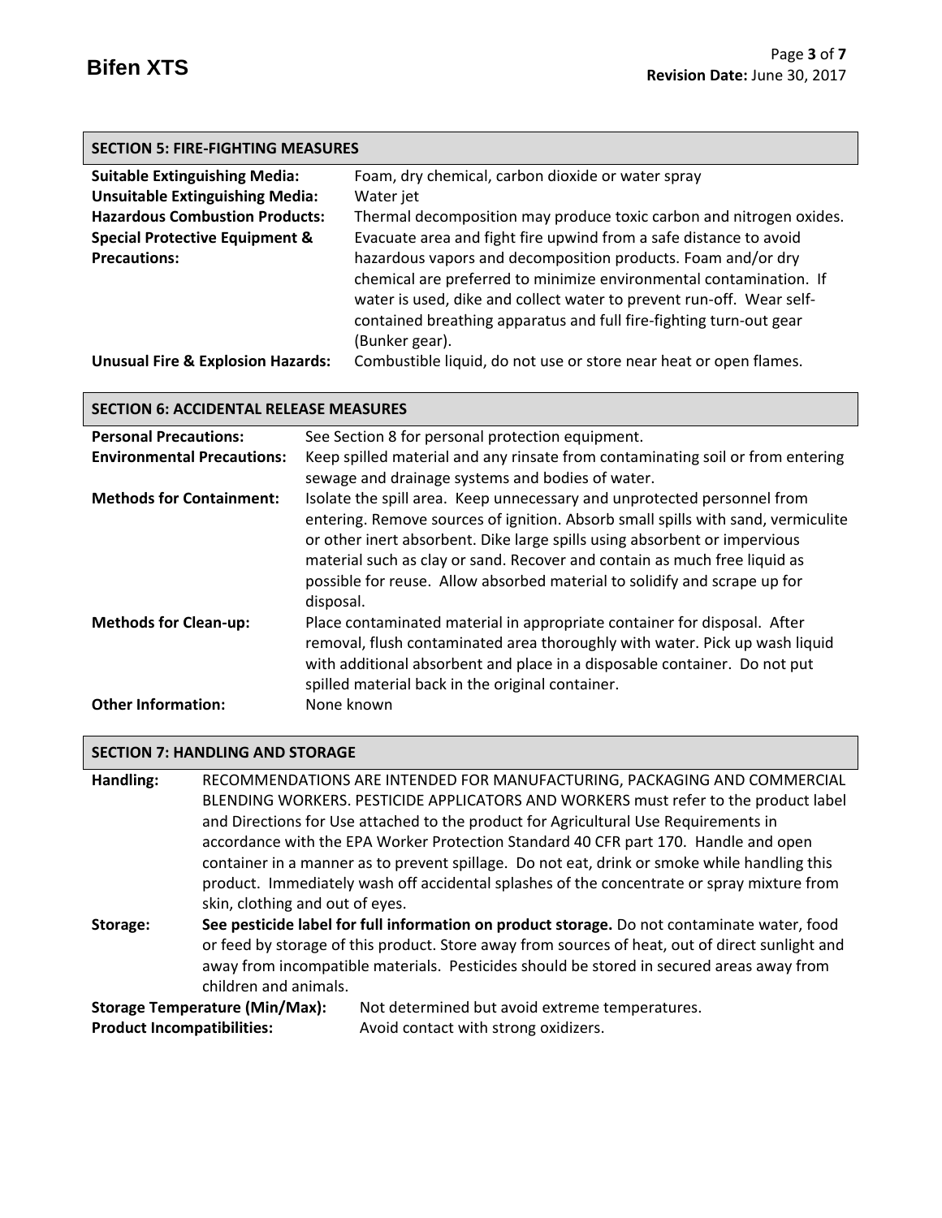## SECTION 5: FIRE-FIGHTING MEASURES

**Suitable Extinguishing Media:** Foam, dry chemical, carbon dioxide or water spray

**Unsuitable Extinguishing Media:** Water jet

**Hazardous Combustion Products:** Thermal decomposition may produce toxic carbon and nitrogen oxides.

**Special Protective Equipment & Precautions:** Evacuate area and fight fire upwind from a safe distance to avoid hazardous vapors and decomposition products. Foam and/or dry chemical are preferred to minimize environmental contamination. If water is used, dike and collect water to prevent run-off. Wear self-contained breathing apparatus and full fire-fighting turn-out gear (Bunker gear).

**Unusual Fire & Explosion Hazards:** Combustible liquid, do not use or store near heat or open flames.

## SECTION 6: ACCIDENTAL RELEASE MEASURES

**Personal Precautions:** See Section 8 for personal protection equipment.

**Environmental Precautions:** Keep spilled material and any rinsate from contaminating soil or from entering sewage and drainage systems and bodies of water.

**Methods for Containment:** Isolate the spill area. Keep unnecessary and unprotected personnel from entering. Remove sources of ignition. Absorb small spills with sand, vermiculite or other inert absorbent. Dike large spills using absorbent or impervious material such as clay or sand. Recover and contain as much free liquid as possible for reuse. Allow absorbed material to solidify and scrape up for disposal.

**Methods for Clean-up:** Place contaminated material in appropriate container for disposal. After removal, flush contaminated area thoroughly with water. Pick up wash liquid with additional absorbent and place in a disposable container. Do not put spilled material back in the original container.

**Other Information:** None known

## SECTION 7: HANDLING AND STORAGE

**Handling:** RECOMMENDATIONS ARE INTENDED FOR MANUFACTURING, PACKAGING AND COMMERCIAL BLENDING WORKERS. PESTICIDE APPLICATORS AND WORKERS must refer to the product label and Directions for Use attached to the product for Agricultural Use Requirements in accordance with the EPA Worker Protection Standard 40 CFR part 170. Handle and open container in a manner as to prevent spillage. Do not eat, drink or smoke while handling this product. Immediately wash off accidental splashes of the concentrate or spray mixture from skin, clothing and out of eyes.

**Storage:** **See pesticide label for full information on product storage.** Do not contaminate water, food or feed by storage of this product. Store away from sources of heat, out of direct sunlight and away from incompatible materials. Pesticides should be stored in secured areas away from children and animals.

**Storage Temperature (Min/Max):** Not determined but avoid extreme temperatures.

**Product Incompatibilities:** Avoid contact with strong oxidizers.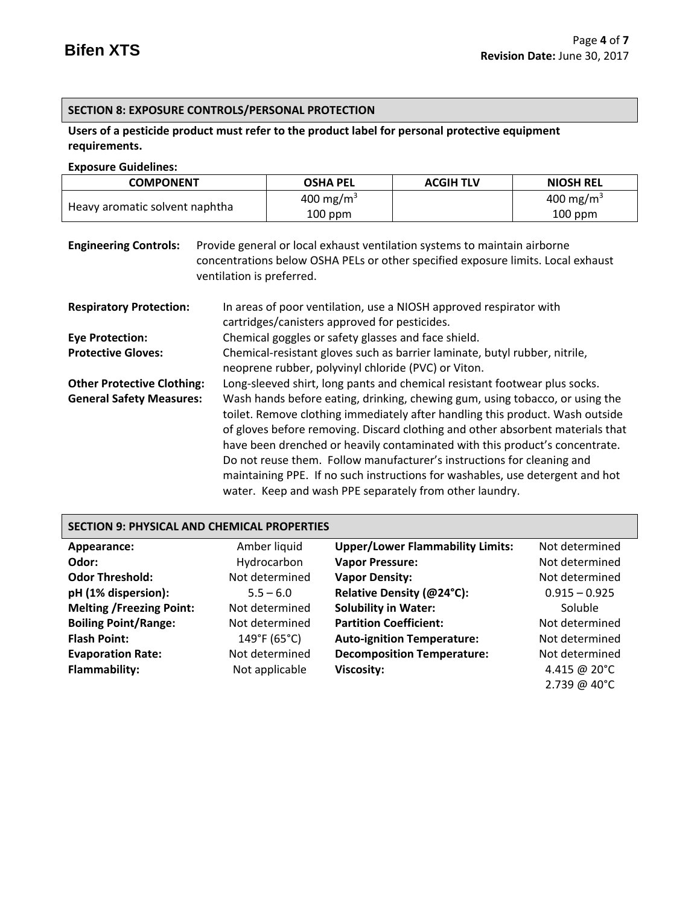## SECTION 8: EXPOSURE CONTROLS/PERSONAL PROTECTION

**Users of a pesticide product must refer to the product label for personal protective equipment requirements.**

**Exposure Guidelines:**

| COMPONENT | OSHA PEL | ACGIH TLV | NIOSH REL |
|---|---|---|---|
| Heavy aromatic solvent naphtha | 400 $mg/m^3$<br>100 ppm | | 400 $mg/m^3$<br>100 ppm |

**Engineering Controls:** Provide general or local exhaust ventilation systems to maintain airborne concentrations below OSHA PELs or other specified exposure limits. Local exhaust ventilation is preferred.

**Respiratory Protection:** In areas of poor ventilation, use a NIOSH approved respirator with cartridges/canisters approved for pesticides.

**Eye Protection:** Chemical goggles or safety glasses and face shield.

**Protective Gloves:** Chemical-resistant gloves such as barrier laminate, butyl rubber, nitrile, neoprene rubber, polyvinyl chloride (PVC) or Viton.

**Other Protective Clothing:** Long-sleeved shirt, long pants and chemical resistant footwear plus socks.

**General Safety Measures:** Wash hands before eating, drinking, chewing gum, using tobacco, or using the toilet. Remove clothing immediately after handling this product. Wash outside of gloves before removing. Discard clothing and other absorbent materials that have been drenched or heavily contaminated with this product's concentrate. Do not reuse them. Follow manufacturer's instructions for cleaning and maintaining PPE. If no such instructions for washables, use detergent and hot water. Keep and wash PPE separately from other laundry.

## SECTION 9: PHYSICAL AND CHEMICAL PROPERTIES

| | | | |
|---|---|---|---|
| **Appearance:** | Amber liquid | **Upper/Lower Flammability Limits:** | Not determined |
| **Odor:** | Hydrocarbon | **Vapor Pressure:** | Not determined |
| **Odor Threshold:** | Not determined | **Vapor Density:** | Not determined |
| **pH (1% dispersion):** | 5.5 – 6.0 | **Relative Density (@24°C):** | 0.915 – 0.925 |
| **Melting /Freezing Point:** | Not determined | **Solubility in Water:** | Soluble |
| **Boiling Point/Range:** | Not determined | **Partition Coefficient:** | Not determined |
| **Flash Point:** | 149°F (65°C) | **Auto-ignition Temperature:** | Not determined |
| **Evaporation Rate:** | Not determined | **Decomposition Temperature:** | Not determined |
| **Flammability:** | Not applicable | **Viscosity:** | 4.415 @ 20°C<br>2.739 @ 40°C |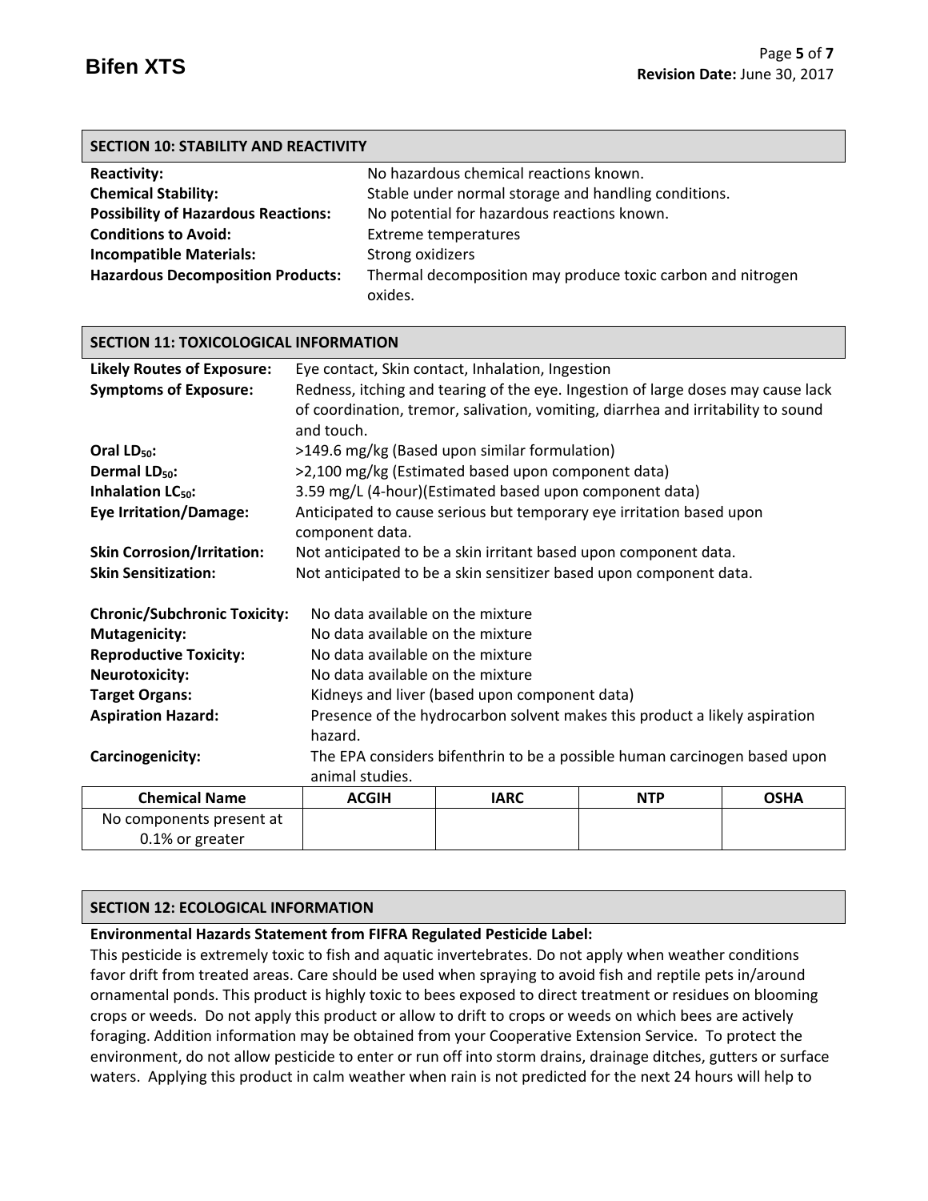## SECTION 10: STABILITY AND REACTIVITY

**Reactivity:** No hazardous chemical reactions known.
**Chemical Stability:** Stable under normal storage and handling conditions.
**Possibility of Hazardous Reactions:** No potential for hazardous reactions known.
**Conditions to Avoid:** Extreme temperatures
**Incompatible Materials:** Strong oxidizers
**Hazardous Decomposition Products:** Thermal decomposition may produce toxic carbon and nitrogen oxides.

## SECTION 11: TOXICOLOGICAL INFORMATION

**Likely Routes of Exposure:** Eye contact, Skin contact, Inhalation, Ingestion
**Symptoms of Exposure:** Redness, itching and tearing of the eye. Ingestion of large doses may cause lack of coordination, tremor, salivation, vomiting, diarrhea and irritability to sound and touch.
**Oral $LD_{50}$:** >149.6 mg/kg (Based upon similar formulation)
**Dermal $LD_{50}$:** >2,100 mg/kg (Estimated based upon component data)
**Inhalation $LC_{50}$:** 3.59 mg/L (4-hour)(Estimated based upon component data)
**Eye Irritation/Damage:** Anticipated to cause serious but temporary eye irritation based upon component data.
**Skin Corrosion/Irritation:** Not anticipated to be a skin irritant based upon component data.
**Skin Sensitization:** Not anticipated to be a skin sensitizer based upon component data.

**Chronic/Subchronic Toxicity:** No data available on the mixture
**Mutagenicity:** No data available on the mixture
**Reproductive Toxicity:** No data available on the mixture
**Neurotoxicity:** No data available on the mixture
**Target Organs:** Kidneys and liver (based upon component data)
**Aspiration Hazard:** Presence of the hydrocarbon solvent makes this product a likely aspiration hazard.
**Carcinogenicity:** The EPA considers bifenthrin to be a possible human carcinogen based upon animal studies.

| Chemical Name | ACGIH | IARC | NTP | OSHA |
|---|---|---|---|---|
| No components present at 0.1% or greater | | | | |

## SECTION 12: ECOLOGICAL INFORMATION

**Environmental Hazards Statement from FIFRA Regulated Pesticide Label:**

This pesticide is extremely toxic to fish and aquatic invertebrates. Do not apply when weather conditions favor drift from treated areas. Care should be used when spraying to avoid fish and reptile pets in/around ornamental ponds. This product is highly toxic to bees exposed to direct treatment or residues on blooming crops or weeds. Do not apply this product or allow to drift to crops or weeds on which bees are actively foraging. Addition information may be obtained from your Cooperative Extension Service. To protect the environment, do not allow pesticide to enter or run off into storm drains, drainage ditches, gutters or surface waters. Applying this product in calm weather when rain is not predicted for the next 24 hours will help to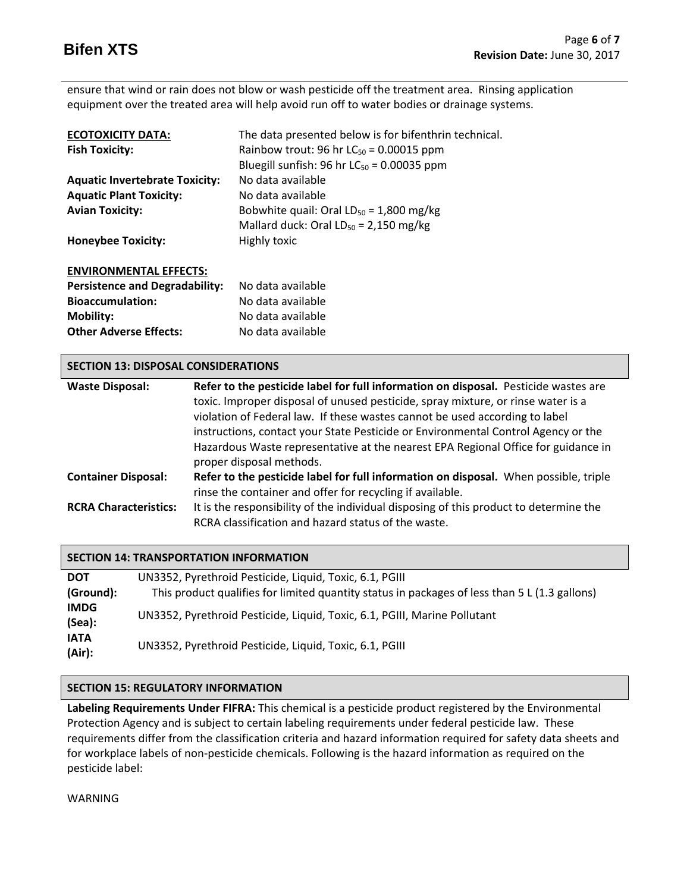ensure that wind or rain does not blow or wash pesticide off the treatment area. Rinsing application equipment over the treated area will help avoid run off to water bodies or drainage systems.

| | |
|---|---|
| **ECOTOXICITY DATA:** | The data presented below is for bifenthrin technical. |
| **Fish Toxicity:** | Rainbow trout: 96 hr $LC_{50}$ = 0.00015 ppm<br>Bluegill sunfish: 96 hr $LC_{50}$ = 0.00035 ppm |
| **Aquatic Invertebrate Toxicity:** | No data available |
| **Aquatic Plant Toxicity:** | No data available |
| **Avian Toxicity:** | Bobwhite quail: Oral $LD_{50}$ = 1,800 mg/kg<br>Mallard duck: Oral $LD_{50}$ = 2,150 mg/kg |
| **Honeybee Toxicity:** | Highly toxic |

**ENVIRONMENTAL EFFECTS:**

| | |
|---|---|
| **Persistence and Degradability:** | No data available |
| **Bioaccumulation:** | No data available |
| **Mobility:** | No data available |
| **Other Adverse Effects:** | No data available |

## SECTION 13: DISPOSAL CONSIDERATIONS

| | |
|---|---|
| **Waste Disposal:** | **Refer to the pesticide label for full information on disposal.** Pesticide wastes are toxic. Improper disposal of unused pesticide, spray mixture, or rinse water is a violation of Federal law. If these wastes cannot be used according to label instructions, contact your State Pesticide or Environmental Control Agency or the Hazardous Waste representative at the nearest EPA Regional Office for guidance in proper disposal methods. |
| **Container Disposal:** | **Refer to the pesticide label for full information on disposal.** When possible, triple rinse the container and offer for recycling if available. |
| **RCRA Characteristics:** | It is the responsibility of the individual disposing of this product to determine the RCRA classification and hazard status of the waste. |

## SECTION 14: TRANSPORTATION INFORMATION

| | |
|---|---|
| **DOT (Ground):** | UN3352, Pyrethroid Pesticide, Liquid, Toxic, 6.1, PGIII<br>This product qualifies for limited quantity status in packages of less than 5 L (1.3 gallons) |
| **IMDG (Sea):** | UN3352, Pyrethroid Pesticide, Liquid, Toxic, 6.1, PGIII, Marine Pollutant |
| **IATA (Air):** | UN3352, Pyrethroid Pesticide, Liquid, Toxic, 6.1, PGIII |

## SECTION 15: REGULATORY INFORMATION

**Labeling Requirements Under FIFRA:** This chemical is a pesticide product registered by the Environmental Protection Agency and is subject to certain labeling requirements under federal pesticide law. These requirements differ from the classification criteria and hazard information required for safety data sheets and for workplace labels of non-pesticide chemicals. Following is the hazard information as required on the pesticide label:

WARNING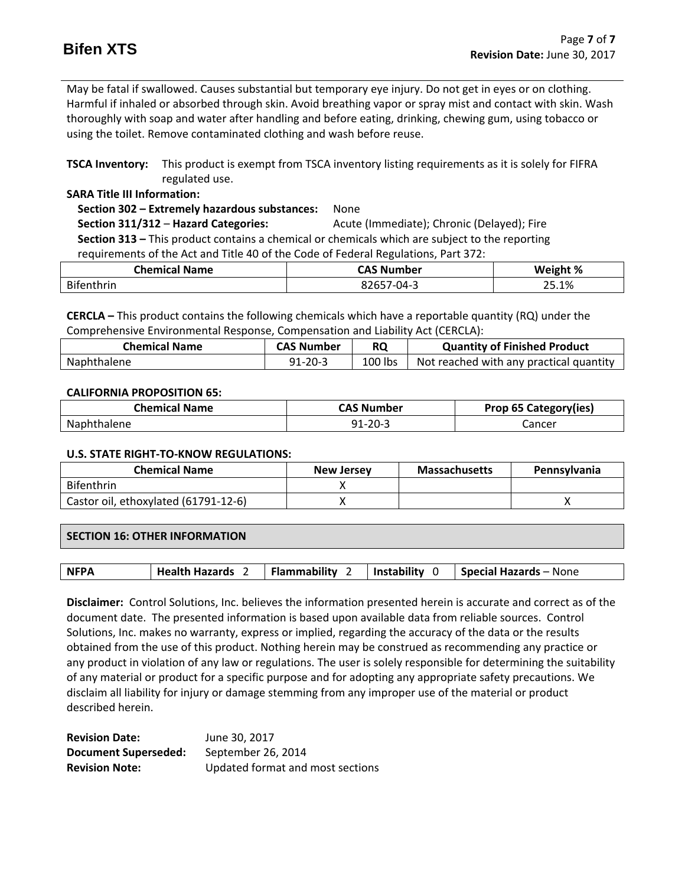May be fatal if swallowed. Causes substantial but temporary eye injury. Do not get in eyes or on clothing. Harmful if inhaled or absorbed through skin. Avoid breathing vapor or spray mist and contact with skin. Wash thoroughly with soap and water after handling and before eating, drinking, chewing gum, using tobacco or using the toilet. Remove contaminated clothing and wash before reuse.

**TSCA Inventory:** This product is exempt from TSCA inventory listing requirements as it is solely for FIFRA regulated use.

**SARA Title III Information:**

**Section 302 – Extremely hazardous substances:** None

**Section 311/312 – Hazard Categories:** Acute (Immediate); Chronic (Delayed); Fire

**Section 313 –** This product contains a chemical or chemicals which are subject to the reporting requirements of the Act and Title 40 of the Code of Federal Regulations, Part 372:

| Chemical Name | CAS Number | Weight % |
|---|---|---|
| Bifenthrin | 82657-04-3 | 25.1% |

**CERCLA –** This product contains the following chemicals which have a reportable quantity (RQ) under the Comprehensive Environmental Response, Compensation and Liability Act (CERCLA):

| Chemical Name | CAS Number | RQ | Quantity of Finished Product |
|---|---|---|---|
| Naphthalene | 91-20-3 | 100 lbs | Not reached with any practical quantity |

**CALIFORNIA PROPOSITION 65:**

| Chemical Name | CAS Number | Prop 65 Category(ies) |
|---|---|---|
| Naphthalene | 91-20-3 | Cancer |

**U.S. STATE RIGHT-TO-KNOW REGULATIONS:**

| Chemical Name | New Jersey | Massachusetts | Pennsylvania |
|---|---|---|---|
| Bifenthrin | X | | |
| Castor oil, ethoxylated (61791-12-6) | X | | X |

## SECTION 16: OTHER INFORMATION

| NFPA | Health Hazards 2 | Flammability 2 | Instability 0 | Special Hazards – None |
|---|---|---|---|---|

**Disclaimer:** Control Solutions, Inc. believes the information presented herein is accurate and correct as of the document date. The presented information is based upon available data from reliable sources. Control Solutions, Inc. makes no warranty, express or implied, regarding the accuracy of the data or the results obtained from the use of this product. Nothing herein may be construed as recommending any practice or any product in violation of any law or regulations. The user is solely responsible for determining the suitability of any material or product for a specific purpose and for adopting any appropriate safety precautions. We disclaim all liability for injury or damage stemming from any improper use of the material or product described herein.

**Revision Date:** June 30, 2017
**Document Superseded:** September 26, 2014
**Revision Note:** Updated format and most sections